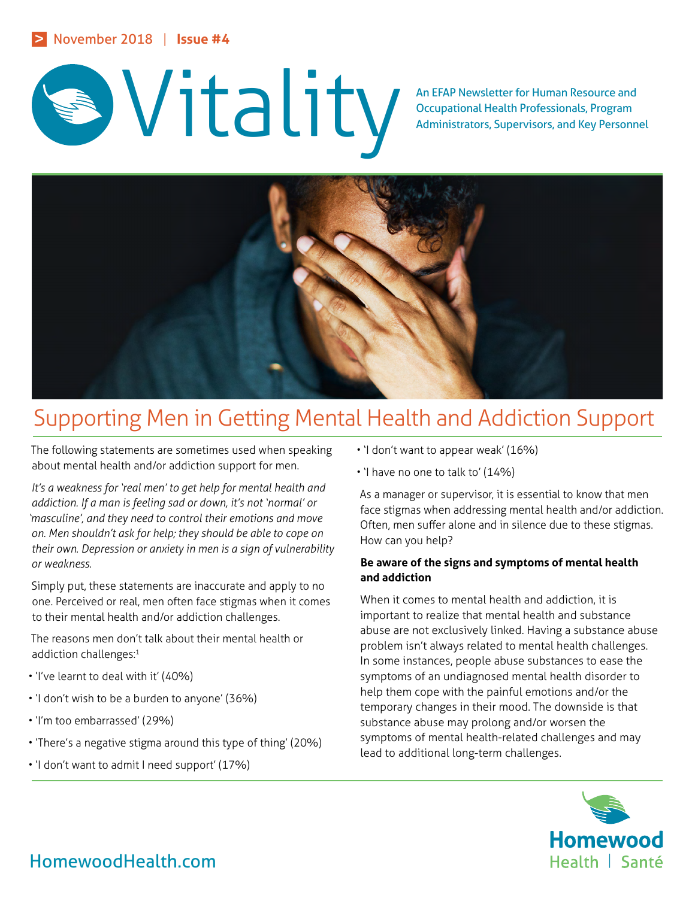> November 2018 | Issue #4

# Vitality

An EFAP Newsletter for Human Resource and Occupational Health Professionals, Program Administrators, Supervisors, and Key Personnel

## Supporting Men in Getting Mental Health and Addiction Support

The following statements are sometimes used when speaking about mental health and/or addiction support for men.

*It's a weakness for 'real men' to get help for mental health and addiction. If a man is feeling sad or down, it's not 'normal' or 'masculine', and they need to control their emotions and move on. Men shouldn't ask for help; they should be able to cope on their own. Depression or anxiety in men is a sign of vulnerability or weakness.*

Simply put, these statements are inaccurate and apply to no one. Perceived or real, men often face stigmas when it comes to their mental health and/or addiction challenges.

The reasons men don't talk about their mental health or addiction challenges:[1]

- 'I've learnt to deal with it' (40%)
- 'I don't wish to be a burden to anyone' (36%)
- 'I'm too embarrassed' (29%)
- 'There's a negative stigma around this type of thing' (20%)
- 'I don't want to admit I need support' (17%)
- 'I don't want to appear weak' (16%)
- 'I have no one to talk to' (14%)

As a manager or supervisor, it is essential to know that men face stigmas when addressing mental health and/or addiction. Often, men suffer alone and in silence due to these stigmas. How can you help?

**Be aware of the signs and symptoms of mental health and addiction**

When it comes to mental health and addiction, it is important to realize that mental health and substance abuse are not exclusively linked. Having a substance abuse problem isn't always related to mental health challenges. In some instances, people abuse substances to ease the symptoms of an undiagnosed mental health disorder to help them cope with the painful emotions and/or the temporary changes in their mood. The downside is that substance abuse may prolong and/or worsen the symptoms of mental health-related challenges and may lead to additional long-term challenges.

HomewoodHealth.com

Homewood Health | Santé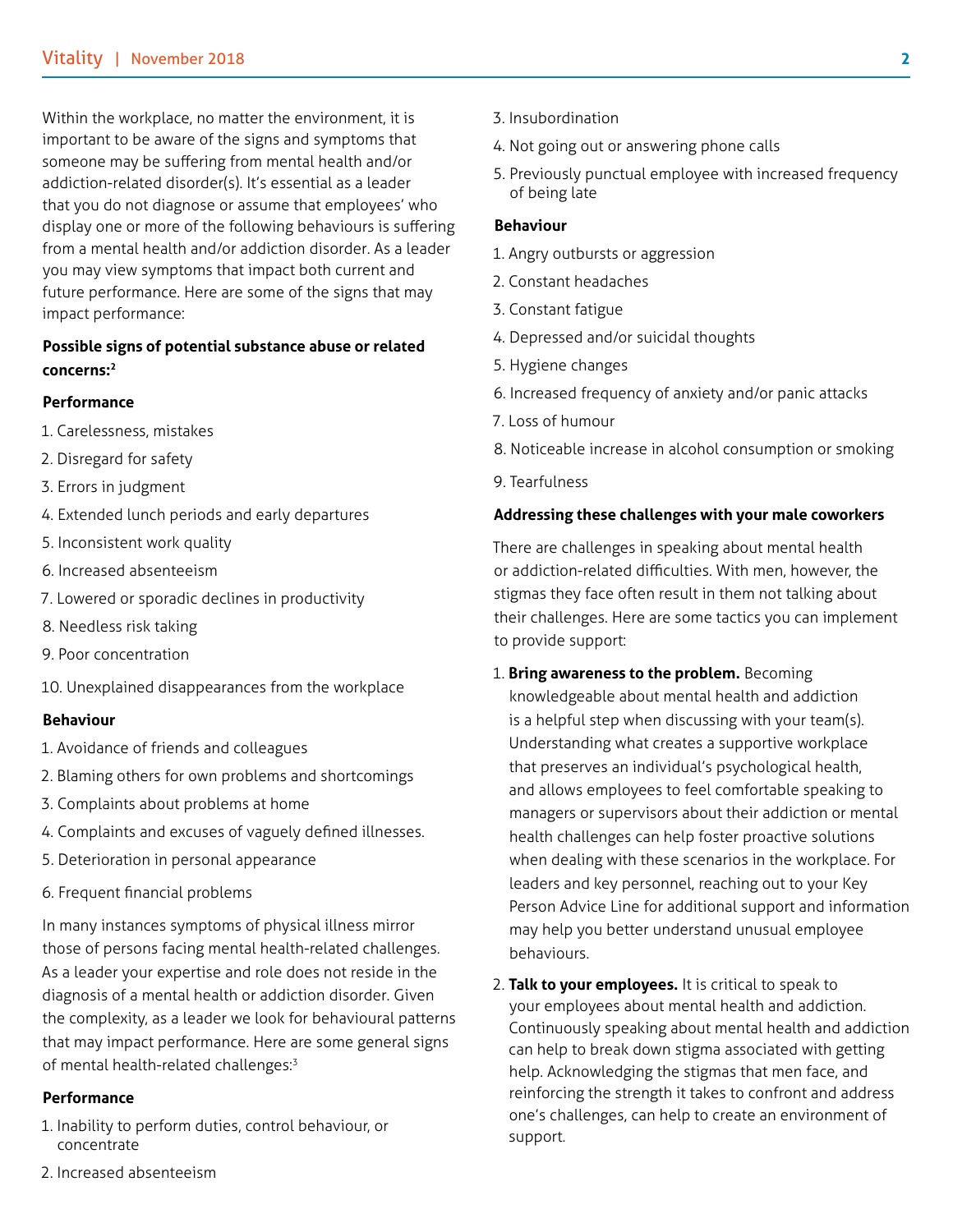Within the workplace, no matter the environment, it is important to be aware of the signs and symptoms that someone may be suffering from mental health and/or addiction-related disorder(s). It's essential as a leader that you do not diagnose or assume that employees' who display one or more of the following behaviours is suffering from a mental health and/or addiction disorder. As a leader you may view symptoms that impact both current and future performance. Here are some of the signs that may impact performance:

**Possible signs of potential substance abuse or related concerns:**[2]

**Performance**

1. Carelessness, mistakes
2. Disregard for safety
3. Errors in judgment
4. Extended lunch periods and early departures
5. Inconsistent work quality
6. Increased absenteeism
7. Lowered or sporadic declines in productivity
8. Needless risk taking
9. Poor concentration
10. Unexplained disappearances from the workplace

**Behaviour**

1. Avoidance of friends and colleagues
2. Blaming others for own problems and shortcomings
3. Complaints about problems at home
4. Complaints and excuses of vaguely defined illnesses.
5. Deterioration in personal appearance
6. Frequent financial problems

In many instances symptoms of physical illness mirror those of persons facing mental health-related challenges. As a leader your expertise and role does not reside in the diagnosis of a mental health or addiction disorder. Given the complexity, as a leader we look for behavioural patterns that may impact performance. Here are some general signs of mental health-related challenges:[3]

**Performance**

1. Inability to perform duties, control behaviour, or concentrate
2. Increased absenteeism
3. Insubordination
4. Not going out or answering phone calls
5. Previously punctual employee with increased frequency of being late

**Behaviour**

1. Angry outbursts or aggression
2. Constant headaches
3. Constant fatigue
4. Depressed and/or suicidal thoughts
5. Hygiene changes
6. Increased frequency of anxiety and/or panic attacks
7. Loss of humour
8. Noticeable increase in alcohol consumption or smoking
9. Tearfulness

**Addressing these challenges with your male coworkers**

There are challenges in speaking about mental health or addiction-related difficulties. With men, however, the stigmas they face often result in them not talking about their challenges. Here are some tactics you can implement to provide support:

1. **Bring awareness to the problem.** Becoming knowledgeable about mental health and addiction is a helpful step when discussing with your team(s). Understanding what creates a supportive workplace that preserves an individual's psychological health, and allows employees to feel comfortable speaking to managers or supervisors about their addiction or mental health challenges can help foster proactive solutions when dealing with these scenarios in the workplace. For leaders and key personnel, reaching out to your Key Person Advice Line for additional support and information may help you better understand unusual employee behaviours.
2. **Talk to your employees.** It is critical to speak to your employees about mental health and addiction. Continuously speaking about mental health and addiction can help to break down stigma associated with getting help. Acknowledging the stigmas that men face, and reinforcing the strength it takes to confront and address one's challenges, can help to create an environment of support.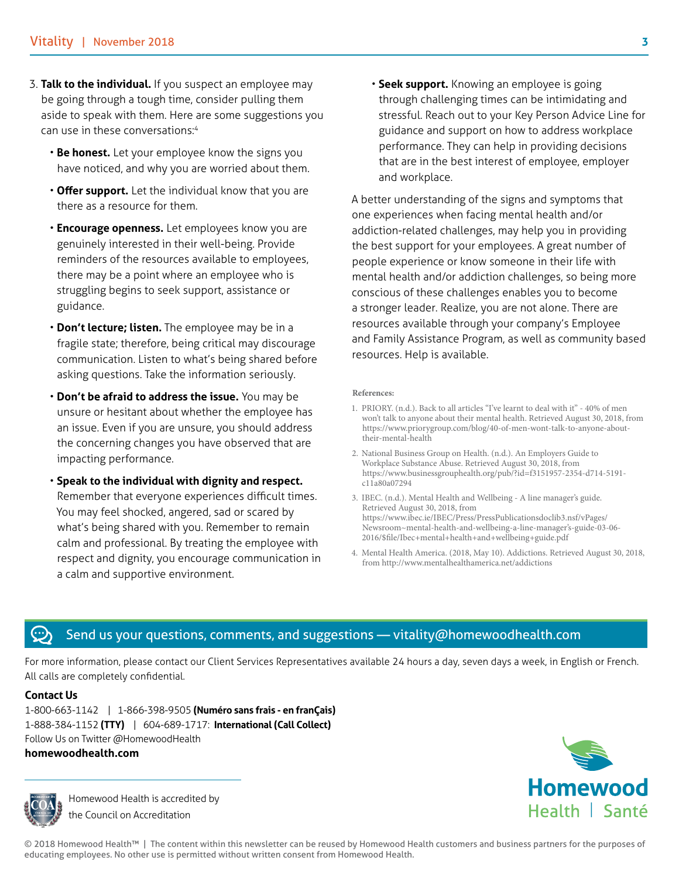3. **Talk to the individual.** If you suspect an employee may be going through a tough time, consider pulling them aside to speak with them. Here are some suggestions you can use in these conversations:[4]

   - **Be honest.** Let your employee know the signs you have noticed, and why you are worried about them.
   - **Offer support.** Let the individual know that you are there as a resource for them.
   - **Encourage openness.** Let employees know you are genuinely interested in their well-being. Provide reminders of the resources available to employees, there may be a point where an employee who is struggling begins to seek support, assistance or guidance.
   - **Don't lecture; listen.** The employee may be in a fragile state; therefore, being critical may discourage communication. Listen to what's being shared before asking questions. Take the information seriously.
   - **Don't be afraid to address the issue.** You may be unsure or hesitant about whether the employee has an issue. Even if you are unsure, you should address the concerning changes you have observed that are impacting performance.
   - **Speak to the individual with dignity and respect.** Remember that everyone experiences difficult times. You may feel shocked, angered, sad or scared by what's being shared with you. Remember to remain calm and professional. By treating the employee with respect and dignity, you encourage communication in a calm and supportive environment.
   - **Seek support.** Knowing an employee is going through challenging times can be intimidating and stressful. Reach out to your Key Person Advice Line for guidance and support on how to address workplace performance. They can help in providing decisions that are in the best interest of employee, employer and workplace.

A better understanding of the signs and symptoms that one experiences when facing mental health and/or addiction-related challenges, may help you in providing the best support for your employees. A great number of people experience or know someone in their life with mental health and/or addiction challenges, so being more conscious of these challenges enables you to become a stronger leader. Realize, you are not alone. There are resources available through your company's Employee and Family Assistance Program, as well as community based resources. Help is available.

**References:**

1. PRIORY. (n.d.). Back to all articles "I've learnt to deal with it" - 40% of men won't talk to anyone about their mental health. Retrieved August 30, 2018, from https://www.priorygroup.com/blog/40-of-men-wont-talk-to-anyone-about-their-mental-health
2. National Business Group on Health. (n.d.). An Employers Guide to Workplace Substance Abuse. Retrieved August 30, 2018, from https://www.businessgrouphealth.org/pub/?id=f3151957-2354-d714-5191-c11a80a07294
3. IBEC. (n.d.). Mental Health and Wellbeing - A line manager's guide. Retrieved August 30, 2018, from https://www.ibec.ie/IBEC/Press/PressPublicationsdoclib3.nsf/vPages/Newsroom~mental-health-and-wellbeing-a-line-manager's-guide-03-06-2016/$file/Ibec+mental+health+and+wellbeing+guide.pdf
4. Mental Health America. (2018, May 10). Addictions. Retrieved August 30, 2018, from http://www.mentalhealthamerica.net/addictions

## Send us your questions, comments, and suggestions — vitality@homewoodhealth.com

For more information, please contact our Client Services Representatives available 24 hours a day, seven days a week, in English or French. All calls are completely confidential.

**Contact Us**

1-800-663-1142 | 1-866-398-9505 **(Numéro sans frais - en franÇais)**
1-888-384-1152 **(TTY)** | 604-689-1717: **International (Call Collect)**
Follow Us on Twitter @HomewoodHealth
**homewoodhealth.com**

Homewood Health is accredited by the Council on Accreditation

Homewood Health | Santé

© 2018 Homewood Health™ | The content within this newsletter can be reused by Homewood Health customers and business partners for the purposes of educating employees. No other use is permitted without written consent from Homewood Health.